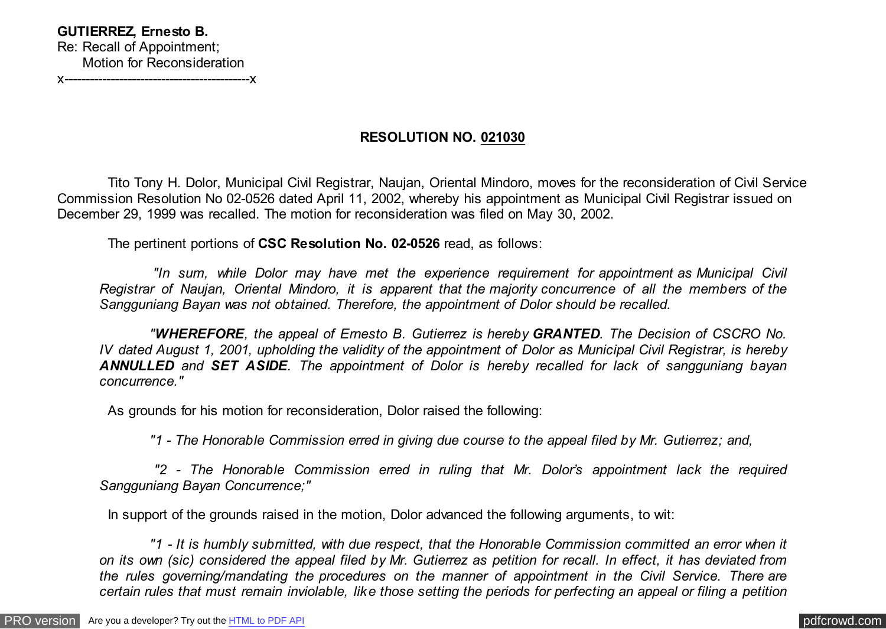**GUTIERREZ, Ernesto B.**
Re: Recall of Appointment;
Motion for Reconsideration
x--------------------------------------------x

**RESOLUTION NO. 021030**

Tito Tony H. Dolor, Municipal Civil Registrar, Naujan, Oriental Mindoro, moves for the reconsideration of Civil Service Commission Resolution No 02-0526 dated April 11, 2002, whereby his appointment as Municipal Civil Registrar issued on December 29, 1999 was recalled. The motion for reconsideration was filed on May 30, 2002.

The pertinent portions of **CSC Resolution No. 02-0526** read, as follows:

> *"In sum, while Dolor may have met the experience requirement for appointment as Municipal Civil Registrar of Naujan, Oriental Mindoro, it is apparent that the majority concurrence of all the members of the Sangguniang Bayan was not obtained. Therefore, the appointment of Dolor should be recalled.*
>
> *"**WHEREFORE**, the appeal of Ernesto B. Gutierrez is hereby **GRANTED**. The Decision of CSCRO No. IV dated August 1, 2001, upholding the validity of the appointment of Dolor as Municipal Civil Registrar, is hereby **ANNULLED** and **SET ASIDE**. The appointment of Dolor is hereby recalled for lack of sangguniang bayan concurrence."*

As grounds for his motion for reconsideration, Dolor raised the following:

> *"1 - The Honorable Commission erred in giving due course to the appeal filed by Mr. Gutierrez; and,*
>
> *"2 - The Honorable Commission erred in ruling that Mr. Dolor's appointment lack the required Sangguniang Bayan Concurrence;"*

In support of the grounds raised in the motion, Dolor advanced the following arguments, to wit:

> *"1 - It is humbly submitted, with due respect, that the Honorable Commission committed an error when it on its own (sic) considered the appeal filed by Mr. Gutierrez as petition for recall. In effect, it has deviated from the rules governing/mandating the procedures on the manner of appointment in the Civil Service. There are certain rules that must remain inviolable, like those setting the periods for perfecting an appeal or filing a petition*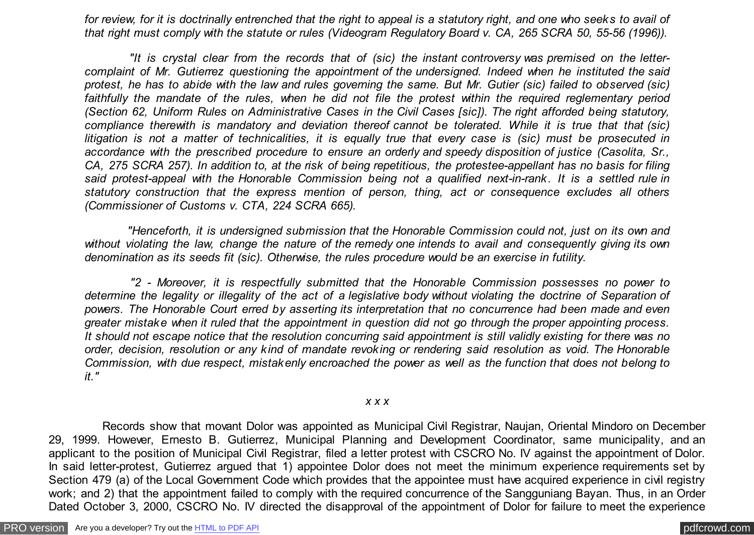*for review, for it is doctrinally entrenched that the right to appeal is a statutory right, and one who seeks to avail of that right must comply with the statute or rules (Videogram Regulatory Board v. CA, 265 SCRA 50, 55-56 (1996)).*

*"It is crystal clear from the records that of (sic) the instant controversy was premised on the letter-complaint of Mr. Gutierrez questioning the appointment of the undersigned. Indeed when he instituted the said protest, he has to abide with the law and rules governing the same. But Mr. Gutier (sic) failed to observed (sic) faithfully the mandate of the rules, when he did not file the protest within the required reglementary period (Section 62, Uniform Rules on Administrative Cases in the Civil Cases [sic]). The right afforded being statutory, compliance therewith is mandatory and deviation thereof cannot be tolerated. While it is true that that (sic) litigation is not a matter of technicalities, it is equally true that every case is (sic) must be prosecuted in accordance with the prescribed procedure to ensure an orderly and speedy disposition of justice (Casolita, Sr., CA, 275 SCRA 257). In addition to, at the risk of being repetitious, the protestee-appellant has no basis for filing said protest-appeal with the Honorable Commission being not a qualified next-in-rank. It is a settled rule in statutory construction that the express mention of person, thing, act or consequence excludes all others (Commissioner of Customs v. CTA, 224 SCRA 665).*

*"Henceforth, it is undersigned submission that the Honorable Commission could not, just on its own and without violating the law, change the nature of the remedy one intends to avail and consequently giving its own denomination as its seeds fit (sic). Otherwise, the rules procedure would be an exercise in futility.*

*"2 - Moreover, it is respectfully submitted that the Honorable Commission possesses no power to determine the legality or illegality of the act of a legislative body without violating the doctrine of Separation of powers. The Honorable Court erred by asserting its interpretation that no concurrence had been made and even greater mistake when it ruled that the appointment in question did not go through the proper appointing process. It should not escape notice that the resolution concurring said appointment is still validly existing for there was no order, decision, resolution or any kind of mandate revoking or rendering said resolution as void. The Honorable Commission, with due respect, mistakenly encroached the power as well as the function that does not belong to it."*

*x x x*

Records show that movant Dolor was appointed as Municipal Civil Registrar, Naujan, Oriental Mindoro on December 29, 1999. However, Ernesto B. Gutierrez, Municipal Planning and Development Coordinator, same municipality, and an applicant to the position of Municipal Civil Registrar, filed a letter protest with CSCRO No. IV against the appointment of Dolor. In said letter-protest, Gutierrez argued that 1) appointee Dolor does not meet the minimum experience requirements set by Section 479 (a) of the Local Government Code which provides that the appointee must have acquired experience in civil registry work; and 2) that the appointment failed to comply with the required concurrence of the Sangguniang Bayan. Thus, in an Order Dated October 3, 2000, CSCRO No. IV directed the disapproval of the appointment of Dolor for failure to meet the experience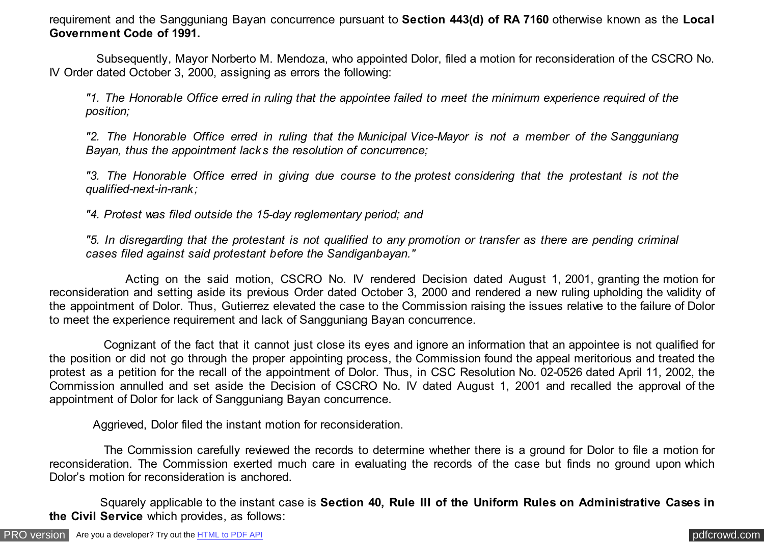requirement and the Sangguniang Bayan concurrence pursuant to **Section 443(d) of RA 7160** otherwise known as the **Local Government Code of 1991.**

Subsequently, Mayor Norberto M. Mendoza, who appointed Dolor, filed a motion for reconsideration of the CSCRO No. IV Order dated October 3, 2000, assigning as errors the following:

> *"1. The Honorable Office erred in ruling that the appointee failed to meet the minimum experience required of the position;*
>
> *"2. The Honorable Office erred in ruling that the Municipal Vice-Mayor is not a member of the Sangguniang Bayan, thus the appointment lacks the resolution of concurrence;*
>
> *"3. The Honorable Office erred in giving due course to the protest considering that the protestant is not the qualified-next-in-rank;*
>
> *"4. Protest was filed outside the 15-day reglementary period; and*
>
> *"5. In disregarding that the protestant is not qualified to any promotion or transfer as there are pending criminal cases filed against said protestant before the Sandiganbayan."*

Acting on the said motion, CSCRO No. IV rendered Decision dated August 1, 2001, granting the motion for reconsideration and setting aside its previous Order dated October 3, 2000 and rendered a new ruling upholding the validity of the appointment of Dolor. Thus, Gutierrez elevated the case to the Commission raising the issues relative to the failure of Dolor to meet the experience requirement and lack of Sangguniang Bayan concurrence.

Cognizant of the fact that it cannot just close its eyes and ignore an information that an appointee is not qualified for the position or did not go through the proper appointing process, the Commission found the appeal meritorious and treated the protest as a petition for the recall of the appointment of Dolor. Thus, in CSC Resolution No. 02-0526 dated April 11, 2002, the Commission annulled and set aside the Decision of CSCRO No. IV dated August 1, 2001 and recalled the approval of the appointment of Dolor for lack of Sangguniang Bayan concurrence.

Aggrieved, Dolor filed the instant motion for reconsideration.

The Commission carefully reviewed the records to determine whether there is a ground for Dolor to file a motion for reconsideration. The Commission exerted much care in evaluating the records of the case but finds no ground upon which Dolor's motion for reconsideration is anchored.

Squarely applicable to the instant case is **Section 40, Rule III of the Uniform Rules on Administrative Cases in the Civil Service** which provides, as follows: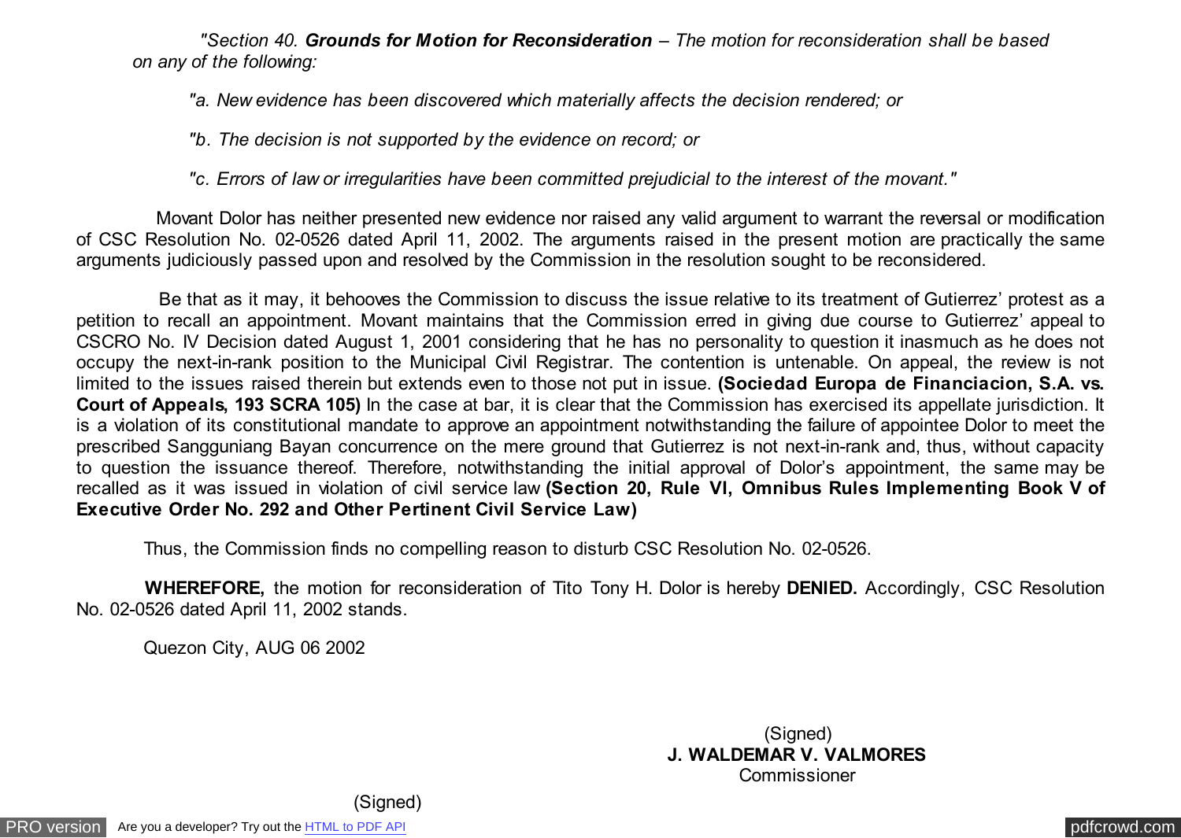*"Section 40. **Grounds for Motion for Reconsideration** – The motion for reconsideration shall be based on any of the following:*

*"a. New evidence has been discovered which materially affects the decision rendered; or*

*"b. The decision is not supported by the evidence on record; or*

*"c. Errors of law or irregularities have been committed prejudicial to the interest of the movant."*

Movant Dolor has neither presented new evidence nor raised any valid argument to warrant the reversal or modification of CSC Resolution No. 02-0526 dated April 11, 2002. The arguments raised in the present motion are practically the same arguments judiciously passed upon and resolved by the Commission in the resolution sought to be reconsidered.

Be that as it may, it behooves the Commission to discuss the issue relative to its treatment of Gutierrez' protest as a petition to recall an appointment. Movant maintains that the Commission erred in giving due course to Gutierrez' appeal to CSCRO No. IV Decision dated August 1, 2001 considering that he has no personality to question it inasmuch as he does not occupy the next-in-rank position to the Municipal Civil Registrar. The contention is untenable. On appeal, the review is not limited to the issues raised therein but extends even to those not put in issue. **(Sociedad Europa de Financiacion, S.A. vs. Court of Appeals, 193 SCRA 105)** In the case at bar, it is clear that the Commission has exercised its appellate jurisdiction. It is a violation of its constitutional mandate to approve an appointment notwithstanding the failure of appointee Dolor to meet the prescribed Sangguniang Bayan concurrence on the mere ground that Gutierrez is not next-in-rank and, thus, without capacity to question the issuance thereof. Therefore, notwithstanding the initial approval of Dolor's appointment, the same may be recalled as it was issued in violation of civil service law **(Section 20, Rule VI, Omnibus Rules Implementing Book V of Executive Order No. 292 and Other Pertinent Civil Service Law)**

Thus, the Commission finds no compelling reason to disturb CSC Resolution No. 02-0526.

**WHEREFORE,** the motion for reconsideration of Tito Tony H. Dolor is hereby **DENIED.** Accordingly, CSC Resolution No. 02-0526 dated April 11, 2002 stands.

Quezon City, AUG 06 2002

(Signed)
**J. WALDEMAR V. VALMORES**
Commissioner

(Signed)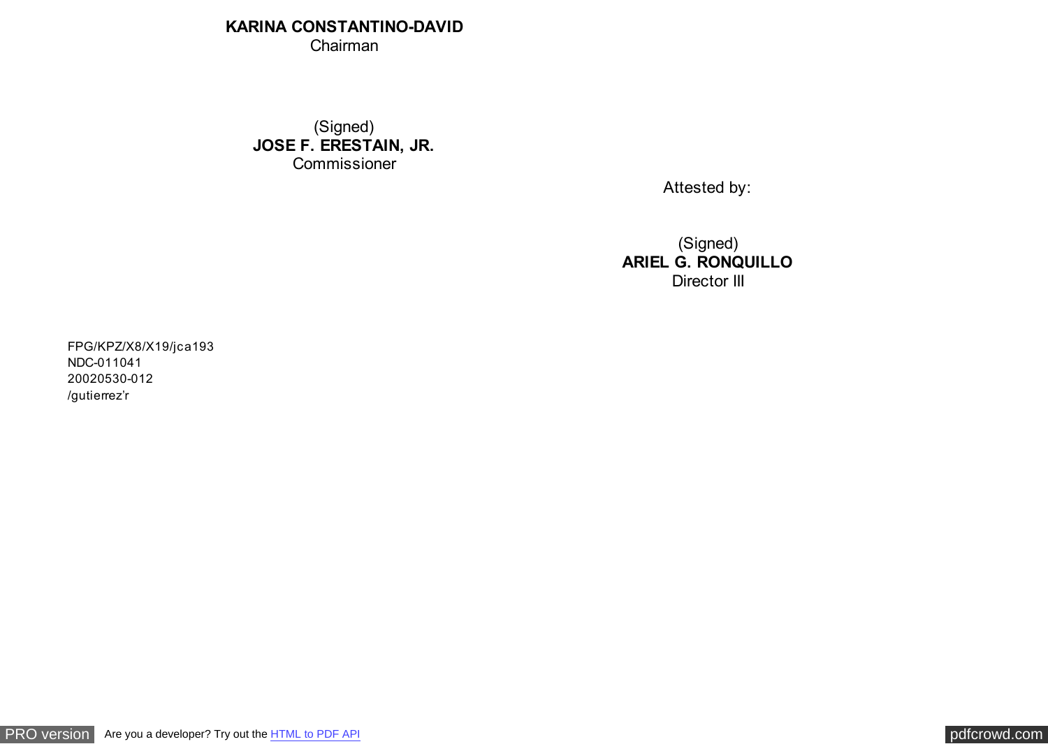**KARINA CONSTANTINO-DAVID**
Chairman

(Signed)
**JOSE F. ERESTAIN, JR.**
Commissioner

Attested by:

(Signed)
**ARIEL G. RONQUILLO**
Director III

FPG/KPZ/X8/X19/jca193
NDC-011041
20020530-012
/gutierrez'r